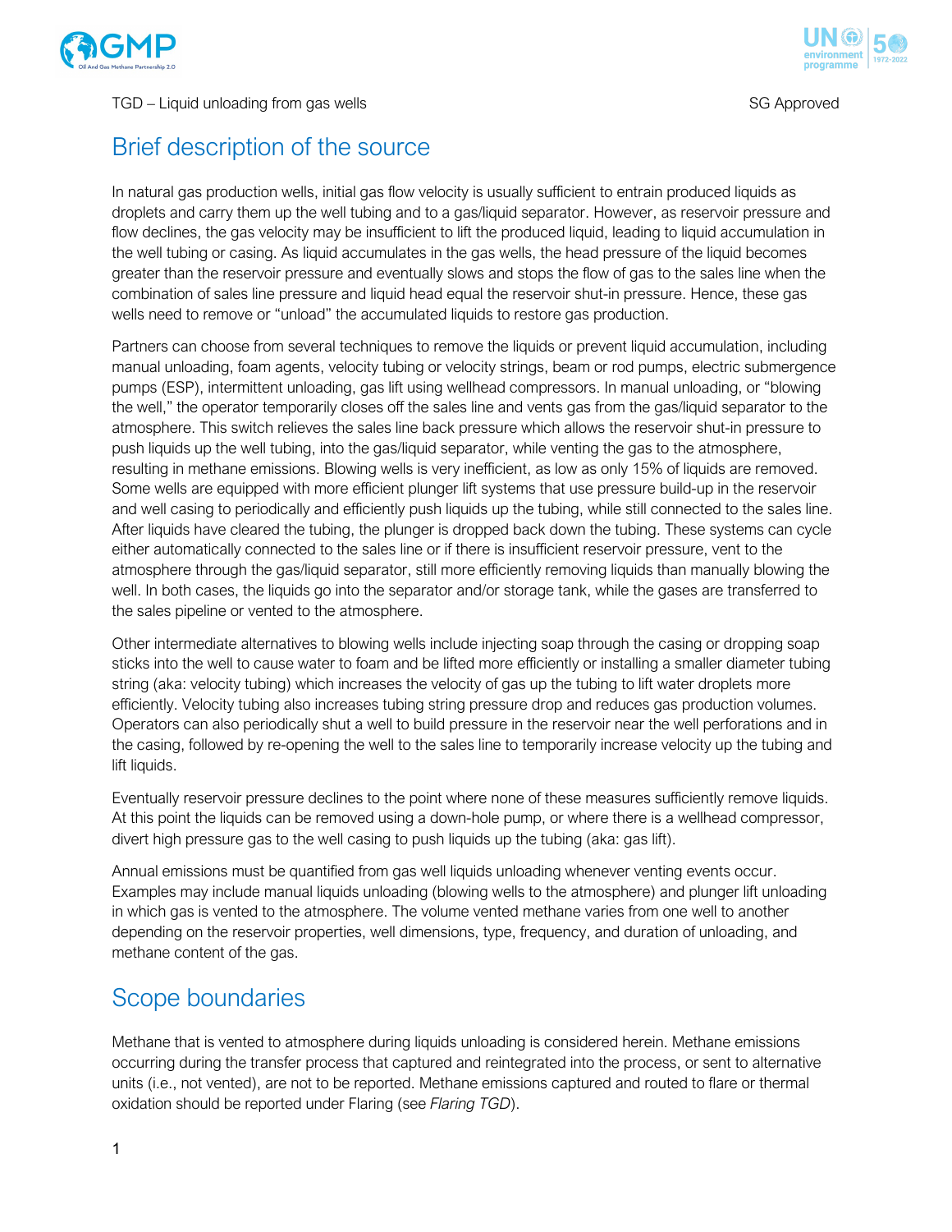# Brief description of the source

In natural gas production wells, initial gas flow velocity is usually sufficient to entrain produced liquids as droplets and carry them up the well tubing and to a gas/liquid separator. However, as reservoir pressure and flow declines, the gas velocity may be insufficient to lift the produced liquid, leading to liquid accumulation in the well tubing or casing. As liquid accumulates in the gas wells, the head pressure of the liquid becomes greater than the reservoir pressure and eventually slows and stops the flow of gas to the sales line when the combination of sales line pressure and liquid head equal the reservoir shut-in pressure. Hence, these gas wells need to remove or "unload" the accumulated liquids to restore gas production.

Partners can choose from several techniques to remove the liquids or prevent liquid accumulation, including manual unloading, foam agents, velocity tubing or velocity strings, beam or rod pumps, electric submergence pumps (ESP), intermittent unloading, gas lift using wellhead compressors. In manual unloading, or "blowing the well," the operator temporarily closes off the sales line and vents gas from the gas/liquid separator to the atmosphere. This switch relieves the sales line back pressure which allows the reservoir shut-in pressure to push liquids up the well tubing, into the gas/liquid separator, while venting the gas to the atmosphere, resulting in methane emissions. Blowing wells is very inefficient, as low as only 15% of liquids are removed. Some wells are equipped with more efficient plunger lift systems that use pressure build-up in the reservoir and well casing to periodically and efficiently push liquids up the tubing, while still connected to the sales line. After liquids have cleared the tubing, the plunger is dropped back down the tubing. These systems can cycle either automatically connected to the sales line or if there is insufficient reservoir pressure, vent to the atmosphere through the gas/liquid separator, still more efficiently removing liquids than manually blowing the well. In both cases, the liquids go into the separator and/or storage tank, while the gases are transferred to the sales pipeline or vented to the atmosphere.

Other intermediate alternatives to blowing wells include injecting soap through the casing or dropping soap sticks into the well to cause water to foam and be lifted more efficiently or installing a smaller diameter tubing string (aka: velocity tubing) which increases the velocity of gas up the tubing to lift water droplets more efficiently. Velocity tubing also increases tubing string pressure drop and reduces gas production volumes. Operators can also periodically shut a well to build pressure in the reservoir near the well perforations and in the casing, followed by re-opening the well to the sales line to temporarily increase velocity up the tubing and lift liquids.

Eventually reservoir pressure declines to the point where none of these measures sufficiently remove liquids. At this point the liquids can be removed using a down-hole pump, or where there is a wellhead compressor, divert high pressure gas to the well casing to push liquids up the tubing (aka: gas lift).

Annual emissions must be quantified from gas well liquids unloading whenever venting events occur. Examples may include manual liquids unloading (blowing wells to the atmosphere) and plunger lift unloading in which gas is vented to the atmosphere. The volume vented methane varies from one well to another depending on the reservoir properties, well dimensions, type, frequency, and duration of unloading, and methane content of the gas.

# Scope boundaries

Methane that is vented to atmosphere during liquids unloading is considered herein. Methane emissions occurring during the transfer process that captured and reintegrated into the process, or sent to alternative units (i.e., not vented), are not to be reported. Methane emissions captured and routed to flare or thermal oxidation should be reported under Flaring (see *Flaring TGD*).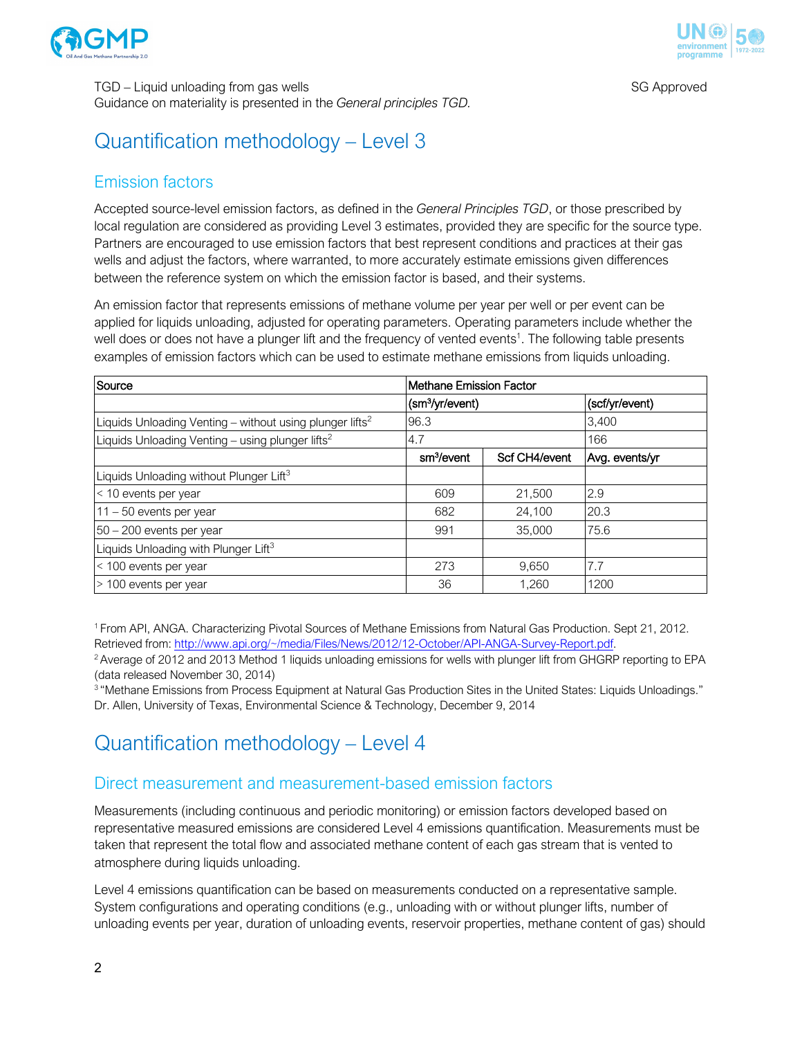TGD – Liquid unloading from gas wells

Guidance on materiality is presented in the *General principles TGD.*

# Quantification methodology – Level 3

## Emission factors

Accepted source-level emission factors, as defined in the *General Principles TGD*, or those prescribed by local regulation are considered as providing Level 3 estimates, provided they are specific for the source type. Partners are encouraged to use emission factors that best represent conditions and practices at their gas wells and adjust the factors, where warranted, to more accurately estimate emissions given differences between the reference system on which the emission factor is based, and their systems.

An emission factor that represents emissions of methane volume per year per well or per event can be applied for liquids unloading, adjusted for operating parameters. Operating parameters include whether the well does or does not have a plunger lift and the frequency of vented events[1]. The following table presents examples of emission factors which can be used to estimate methane emissions from liquids unloading.

| Source | Methane Emission Factor | | |
|---|---|---|---|
| | ($sm^3$/yr/event) | | (scf/yr/event) |
| Liquids Unloading Venting – without using plunger lifts[2] | 96.3 | | 3,400 |
| Liquids Unloading Venting – using plunger lifts[2] | 4.7 | | 166 |
| | $sm^3$/event | Scf CH4/event | Avg. events/yr |
| Liquids Unloading without Plunger Lift[3] | | | |
| < 10 events per year | 609 | 21,500 | 2.9 |
| 11 – 50 events per year | 682 | 24,100 | 20.3 |
| 50 – 200 events per year | 991 | 35,000 | 75.6 |
| Liquids Unloading with Plunger Lift[3] | | | |
| < 100 events per year | 273 | 9,650 | 7.7 |
| > 100 events per year | 36 | 1,260 | 1200 |

[1] From API, ANGA. Characterizing Pivotal Sources of Methane Emissions from Natural Gas Production. Sept 21, 2012. Retrieved from: http://www.api.org/~/media/Files/News/2012/12-October/API-ANGA-Survey-Report.pdf.

[2] Average of 2012 and 2013 Method 1 liquids unloading emissions for wells with plunger lift from GHGRP reporting to EPA (data released November 30, 2014)

[3] "Methane Emissions from Process Equipment at Natural Gas Production Sites in the United States: Liquids Unloadings." Dr. Allen, University of Texas, Environmental Science & Technology, December 9, 2014

# Quantification methodology – Level 4

## Direct measurement and measurement-based emission factors

Measurements (including continuous and periodic monitoring) or emission factors developed based on representative measured emissions are considered Level 4 emissions quantification. Measurements must be taken that represent the total flow and associated methane content of each gas stream that is vented to atmosphere during liquids unloading.

Level 4 emissions quantification can be based on measurements conducted on a representative sample. System configurations and operating conditions (e.g., unloading with or without plunger lifts, number of unloading events per year, duration of unloading events, reservoir properties, methane content of gas) should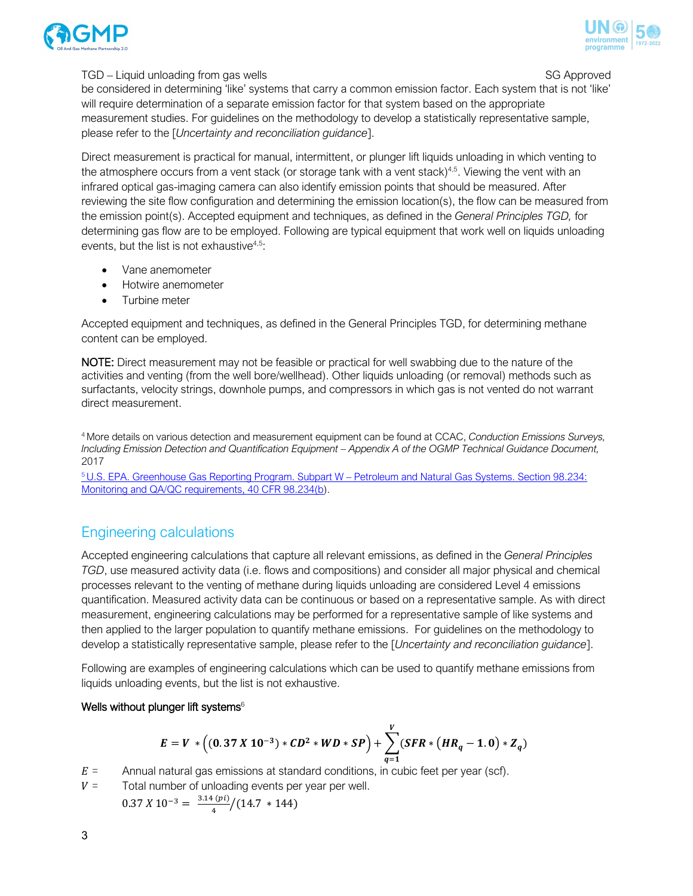be considered in determining 'like' systems that carry a common emission factor. Each system that is not 'like' will require determination of a separate emission factor for that system based on the appropriate measurement studies. For guidelines on the methodology to develop a statistically representative sample, please refer to the [*Uncertainty and reconciliation guidance*].

Direct measurement is practical for manual, intermittent, or plunger lift liquids unloading in which venting to the atmosphere occurs from a vent stack (or storage tank with a vent stack)[4,5]. Viewing the vent with an infrared optical gas-imaging camera can also identify emission points that should be measured. After reviewing the site flow configuration and determining the emission location(s), the flow can be measured from the emission point(s). Accepted equipment and techniques, as defined in the *General Principles TGD,* for determining gas flow are to be employed. Following are typical equipment that work well on liquids unloading events, but the list is not exhaustive[4,5]:

- Vane anemometer
- Hotwire anemometer
- Turbine meter

Accepted equipment and techniques, as defined in the General Principles TGD, for determining methane content can be employed.

**NOTE:** Direct measurement may not be feasible or practical for well swabbing due to the nature of the activities and venting (from the well bore/wellhead). Other liquids unloading (or removal) methods such as surfactants, velocity strings, downhole pumps, and compressors in which gas is not vented do not warrant direct measurement.

[4] More details on various detection and measurement equipment can be found at CCAC, *Conduction Emissions Surveys, Including Emission Detection and Quantification Equipment – Appendix A of the OGMP Technical Guidance Document,* 2017

[5] U.S. EPA. Greenhouse Gas Reporting Program. Subpart W – Petroleum and Natural Gas Systems. Section 98.234: Monitoring and QA/QC requirements, 40 CFR 98.234(b).

## Engineering calculations

Accepted engineering calculations that capture all relevant emissions, as defined in the *General Principles TGD*, use measured activity data (i.e. flows and compositions) and consider all major physical and chemical processes relevant to the venting of methane during liquids unloading are considered Level 4 emissions quantification. Measured activity data can be continuous or based on a representative sample. As with direct measurement, engineering calculations may be performed for a representative sample of like systems and then applied to the larger population to quantify methane emissions. For guidelines on the methodology to develop a statistically representative sample, please refer to the [*Uncertainty and reconciliation guidance*].

Following are examples of engineering calculations which can be used to quantify methane emissions from liquids unloading events, but the list is not exhaustive.

**Wells without plunger lift systems**[6]

$$\boldsymbol{E = V * \left((0.37\,X\,10^{-3}) * CD^2 * WD * SP\right) + \sum_{q=1}^{V}\left(SFR * \left(HR_q - 1.0\right) * Z_q\right)}$$

$E$ = Annual natural gas emissions at standard conditions, in cubic feet per year (scf).

$V$ = Total number of unloading events per year per well.

$0.37\,X\,10^{-3} = \frac{3.14\,(pi)}{4} / (14.7\ * 144)$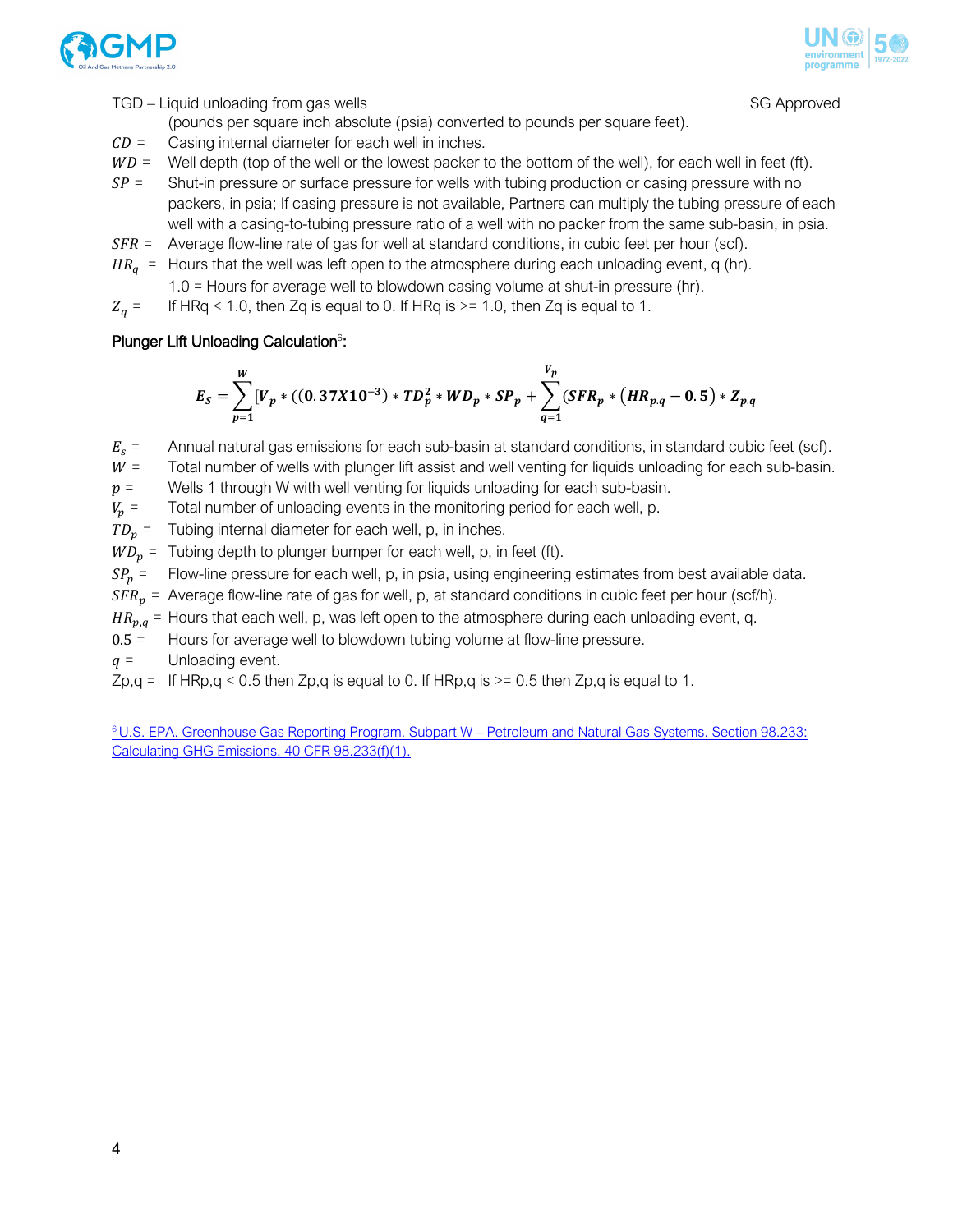(pounds per square inch absolute (psia) converted to pounds per square feet).

$CD$ = Casing internal diameter for each well in inches.

$WD$ = Well depth (top of the well or the lowest packer to the bottom of the well), for each well in feet (ft).

$SP$ = Shut-in pressure or surface pressure for wells with tubing production or casing pressure with no packers, in psia; If casing pressure is not available, Partners can multiply the tubing pressure of each well with a casing-to-tubing pressure ratio of a well with no packer from the same sub-basin, in psia.

$SFR$ = Average flow-line rate of gas for well at standard conditions, in cubic feet per hour (scf).

$HR_q$ = Hours that the well was left open to the atmosphere during each unloading event, q (hr).

1.0 = Hours for average well to blowdown casing volume at shut-in pressure (hr).

$Z_q$ = If HRq < 1.0, then Zq is equal to 0. If HRq is >= 1.0, then Zq is equal to 1.

**Plunger Lift Unloading Calculation**[6]**:**

$$E_S = \sum_{p=1}^{W} [V_p * ((0.37X10^{-3}) * TD_p^2 * WD_p * SP_p + \sum_{q=1}^{V_p} (SFR_p * (HR_{p.q} - 0.5) * Z_{p.q}$$

$E_s$ = Annual natural gas emissions for each sub-basin at standard conditions, in standard cubic feet (scf).

$W$ = Total number of wells with plunger lift assist and well venting for liquids unloading for each sub-basin.

$p$ = Wells 1 through W with well venting for liquids unloading for each sub-basin.

$V_p$ = Total number of unloading events in the monitoring period for each well, p.

$TD_p$ = Tubing internal diameter for each well, p, in inches.

$WD_p$ = Tubing depth to plunger bumper for each well, p, in feet (ft).

$SP_p$ = Flow-line pressure for each well, p, in psia, using engineering estimates from best available data.

$SFR_p$ = Average flow-line rate of gas for well, p, at standard conditions in cubic feet per hour (scf/h).

$HR_{p,q}$ = Hours that each well, p, was left open to the atmosphere during each unloading event, q.

0.5 = Hours for average well to blowdown tubing volume at flow-line pressure.

$q$ = Unloading event.

Zp,q = If HRp,q < 0.5 then Zp,q is equal to 0. If HRp,q is >= 0.5 then Zp,q is equal to 1.

[6] U.S. EPA. Greenhouse Gas Reporting Program. Subpart W – Petroleum and Natural Gas Systems. Section 98.233: Calculating GHG Emissions. 40 CFR 98.233(f)(1).